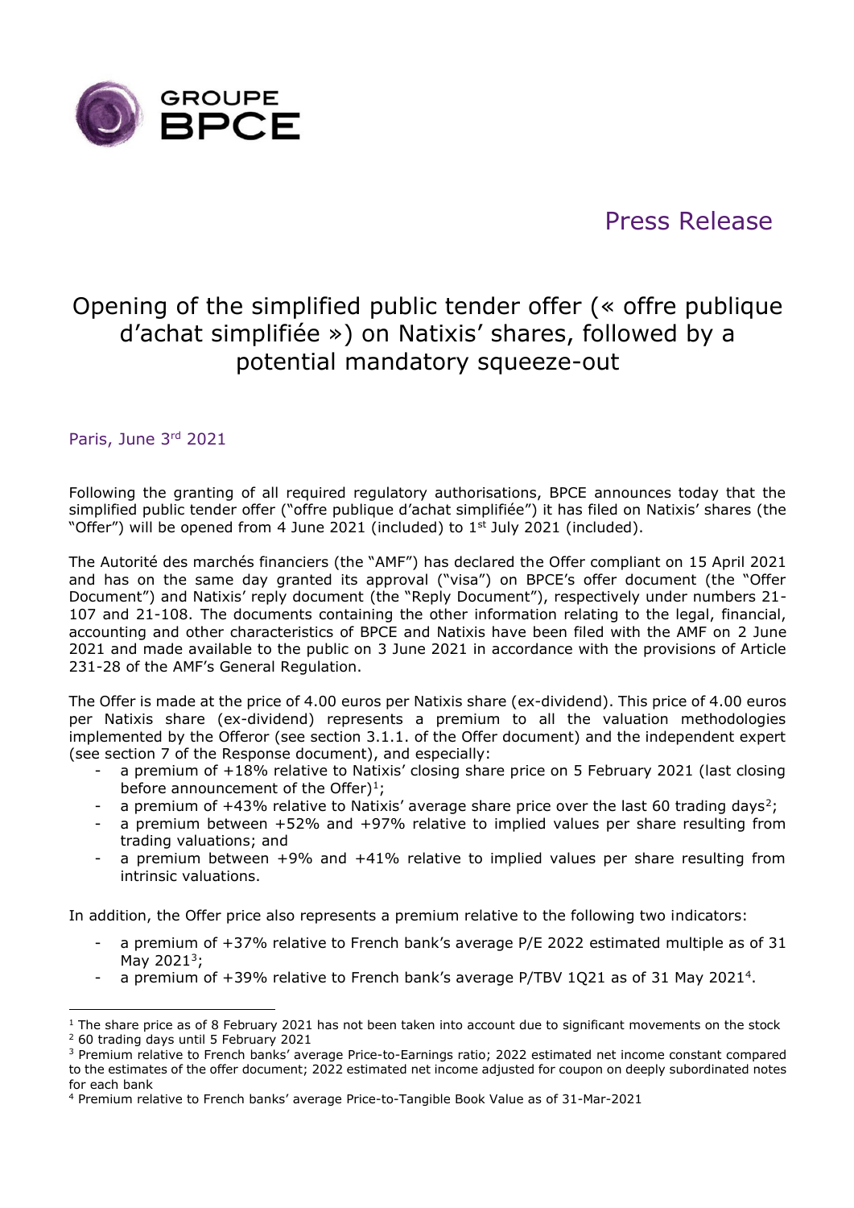GROUPE BPCE

Press Release

# Opening of the simplified public tender offer (« offre publique d'achat simplifiée ») on Natixis' shares, followed by a potential mandatory squeeze-out

Paris, June 3rd 2021

Following the granting of all required regulatory authorisations, BPCE announces today that the simplified public tender offer ("offre publique d'achat simplifiée") it has filed on Natixis' shares (the "Offer") will be opened from 4 June 2021 (included) to 1st July 2021 (included).

The Autorité des marchés financiers (the "AMF") has declared the Offer compliant on 15 April 2021 and has on the same day granted its approval ("visa") on BPCE's offer document (the "Offer Document") and Natixis' reply document (the "Reply Document"), respectively under numbers 21-107 and 21-108. The documents containing the other information relating to the legal, financial, accounting and other characteristics of BPCE and Natixis have been filed with the AMF on 2 June 2021 and made available to the public on 3 June 2021 in accordance with the provisions of Article 231-28 of the AMF's General Regulation.

The Offer is made at the price of 4.00 euros per Natixis share (ex-dividend). This price of 4.00 euros per Natixis share (ex-dividend) represents a premium to all the valuation methodologies implemented by the Offeror (see section 3.1.1. of the Offer document) and the independent expert (see section 7 of the Response document), and especially:

- a premium of +18% relative to Natixis' closing share price on 5 February 2021 (last closing before announcement of the Offer)[1];
- a premium of +43% relative to Natixis' average share price over the last 60 trading days[2];
- a premium between +52% and +97% relative to implied values per share resulting from trading valuations; and
- a premium between +9% and +41% relative to implied values per share resulting from intrinsic valuations.

In addition, the Offer price also represents a premium relative to the following two indicators:

- a premium of +37% relative to French bank's average P/E 2022 estimated multiple as of 31 May 2021[3];
- a premium of +39% relative to French bank's average P/TBV 1Q21 as of 31 May 2021[4].

---

[1] The share price as of 8 February 2021 has not been taken into account due to significant movements on the stock

[2] 60 trading days until 5 February 2021

[3] Premium relative to French banks' average Price-to-Earnings ratio; 2022 estimated net income constant compared to the estimates of the offer document; 2022 estimated net income adjusted for coupon on deeply subordinated notes for each bank

[4] Premium relative to French banks' average Price-to-Tangible Book Value as of 31-Mar-2021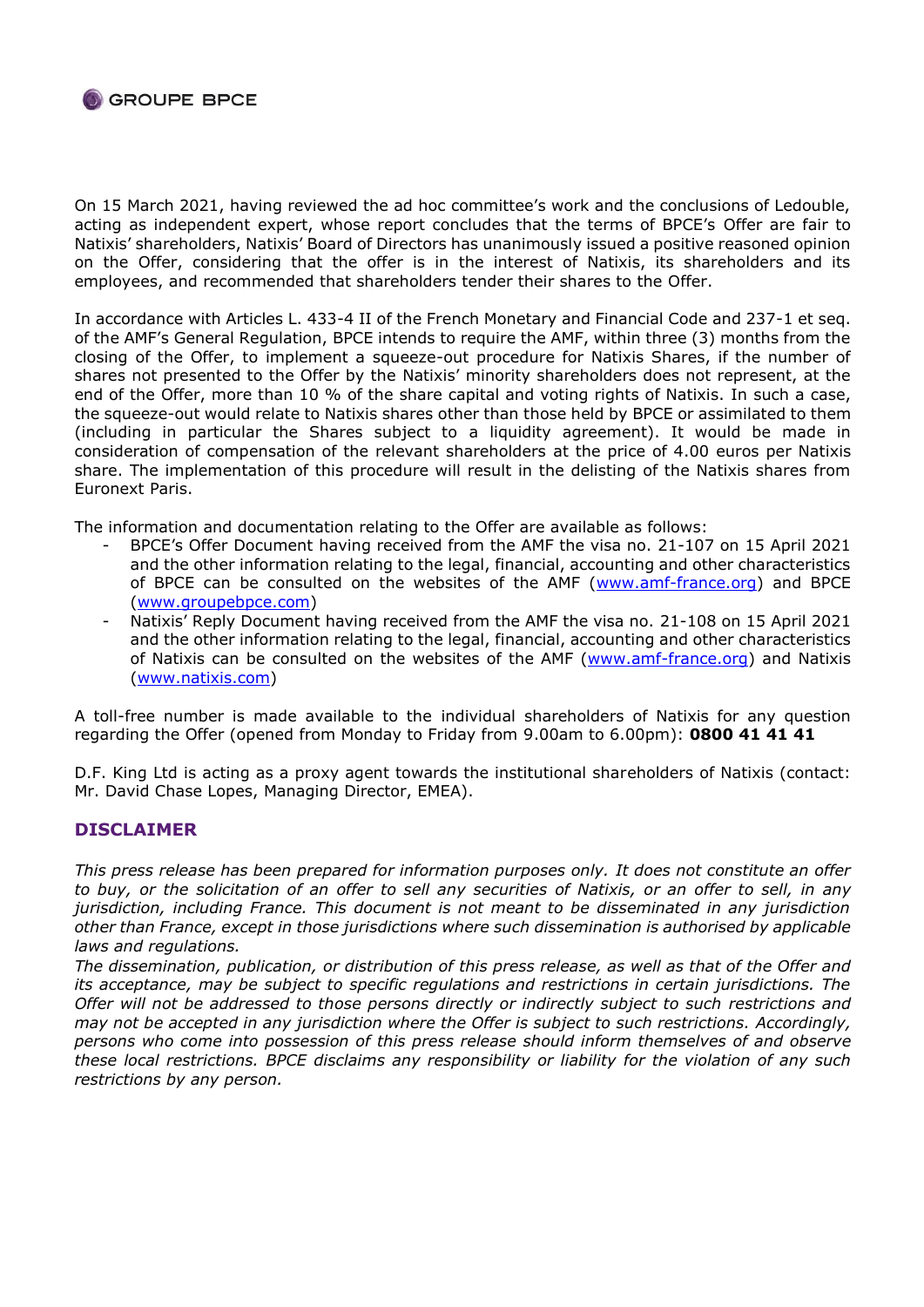On 15 March 2021, having reviewed the ad hoc committee's work and the conclusions of Ledouble, acting as independent expert, whose report concludes that the terms of BPCE's Offer are fair to Natixis' shareholders, Natixis' Board of Directors has unanimously issued a positive reasoned opinion on the Offer, considering that the offer is in the interest of Natixis, its shareholders and its employees, and recommended that shareholders tender their shares to the Offer.

In accordance with Articles L. 433-4 II of the French Monetary and Financial Code and 237-1 et seq. of the AMF's General Regulation, BPCE intends to require the AMF, within three (3) months from the closing of the Offer, to implement a squeeze-out procedure for Natixis Shares, if the number of shares not presented to the Offer by the Natixis' minority shareholders does not represent, at the end of the Offer, more than 10 % of the share capital and voting rights of Natixis. In such a case, the squeeze-out would relate to Natixis shares other than those held by BPCE or assimilated to them (including in particular the Shares subject to a liquidity agreement). It would be made in consideration of compensation of the relevant shareholders at the price of 4.00 euros per Natixis share. The implementation of this procedure will result in the delisting of the Natixis shares from Euronext Paris.

The information and documentation relating to the Offer are available as follows:

- BPCE's Offer Document having received from the AMF the visa no. 21-107 on 15 April 2021 and the other information relating to the legal, financial, accounting and other characteristics of BPCE can be consulted on the websites of the AMF (www.amf-france.org) and BPCE (www.groupebpce.com)
- Natixis' Reply Document having received from the AMF the visa no. 21-108 on 15 April 2021 and the other information relating to the legal, financial, accounting and other characteristics of Natixis can be consulted on the websites of the AMF (www.amf-france.org) and Natixis (www.natixis.com)

A toll-free number is made available to the individual shareholders of Natixis for any question regarding the Offer (opened from Monday to Friday from 9.00am to 6.00pm): **0800 41 41 41**

D.F. King Ltd is acting as a proxy agent towards the institutional shareholders of Natixis (contact: Mr. David Chase Lopes, Managing Director, EMEA).

## DISCLAIMER

*This press release has been prepared for information purposes only. It does not constitute an offer to buy, or the solicitation of an offer to sell any securities of Natixis, or an offer to sell, in any jurisdiction, including France. This document is not meant to be disseminated in any jurisdiction other than France, except in those jurisdictions where such dissemination is authorised by applicable laws and regulations.*

*The dissemination, publication, or distribution of this press release, as well as that of the Offer and its acceptance, may be subject to specific regulations and restrictions in certain jurisdictions. The Offer will not be addressed to those persons directly or indirectly subject to such restrictions and may not be accepted in any jurisdiction where the Offer is subject to such restrictions. Accordingly, persons who come into possession of this press release should inform themselves of and observe these local restrictions. BPCE disclaims any responsibility or liability for the violation of any such restrictions by any person.*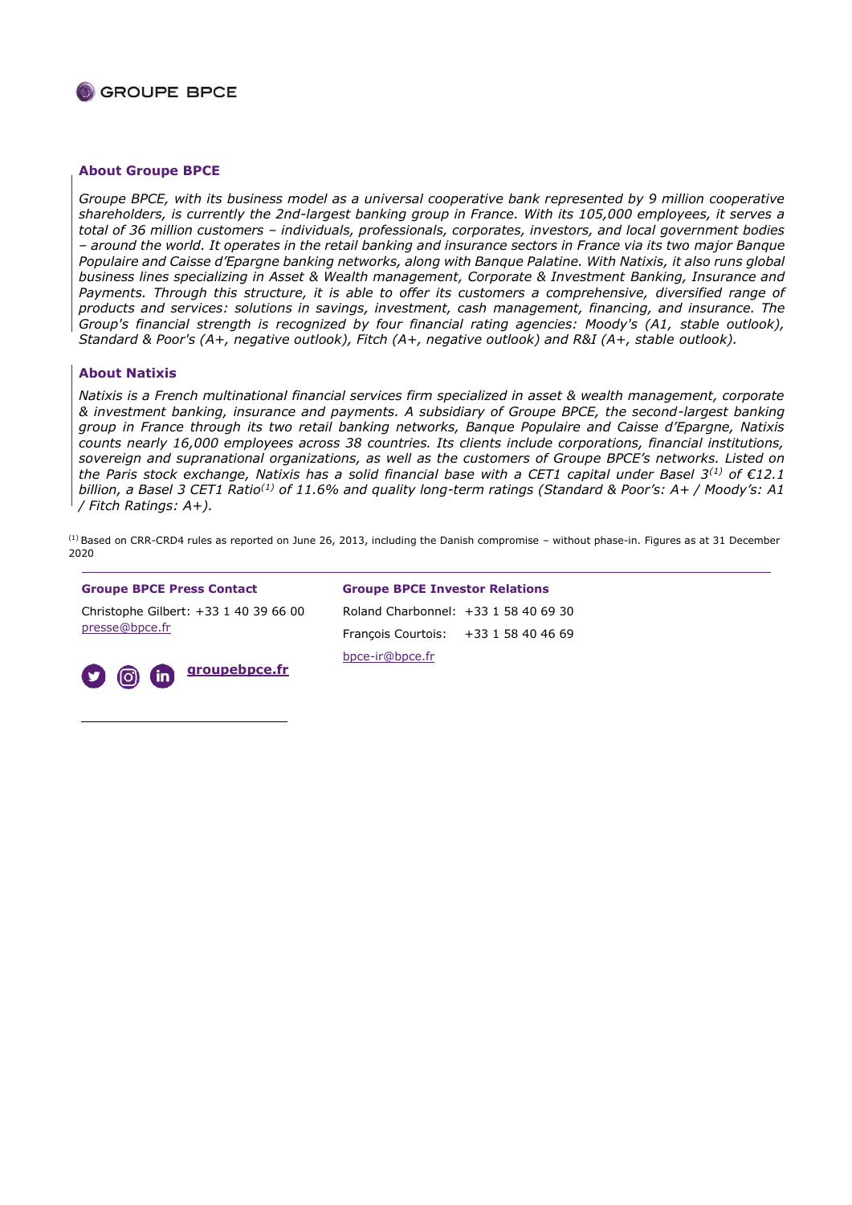## About Groupe BPCE

*Groupe BPCE, with its business model as a universal cooperative bank represented by 9 million cooperative shareholders, is currently the 2nd-largest banking group in France. With its 105,000 employees, it serves a total of 36 million customers – individuals, professionals, corporates, investors, and local government bodies – around the world. It operates in the retail banking and insurance sectors in France via its two major Banque Populaire and Caisse d'Epargne banking networks, along with Banque Palatine. With Natixis, it also runs global business lines specializing in Asset & Wealth management, Corporate & Investment Banking, Insurance and Payments. Through this structure, it is able to offer its customers a comprehensive, diversified range of products and services: solutions in savings, investment, cash management, financing, and insurance. The Group's financial strength is recognized by four financial rating agencies: Moody's (A1, stable outlook), Standard & Poor's (A+, negative outlook), Fitch (A+, negative outlook) and R&I (A+, stable outlook).*

## About Natixis

*Natixis is a French multinational financial services firm specialized in asset & wealth management, corporate & investment banking, insurance and payments. A subsidiary of Groupe BPCE, the second-largest banking group in France through its two retail banking networks, Banque Populaire and Caisse d'Epargne, Natixis counts nearly 16,000 employees across 38 countries. Its clients include corporations, financial institutions, sovereign and supranational organizations, as well as the customers of Groupe BPCE's networks. Listed on the Paris stock exchange, Natixis has a solid financial base with a CET1 capital under Basel 3[(1)] of €12.1 billion, a Basel 3 CET1 Ratio[(1)] of 11.6% and quality long-term ratings (Standard & Poor's: A+ / Moody's: A1 / Fitch Ratings: A+).*

[(1)] Based on CRR-CRD4 rules as reported on June 26, 2013, including the Danish compromise – without phase-in. Figures as at 31 December 2020

---

**Groupe BPCE Press Contact**

Christophe Gilbert: +33 1 40 39 66 00

presse@bpce.fr

**Groupe BPCE Investor Relations**

Roland Charbonnel: +33 1 58 40 69 30

François Courtois: +33 1 58 40 46 69

bpce-ir@bpce.fr

**groupebpce.fr**